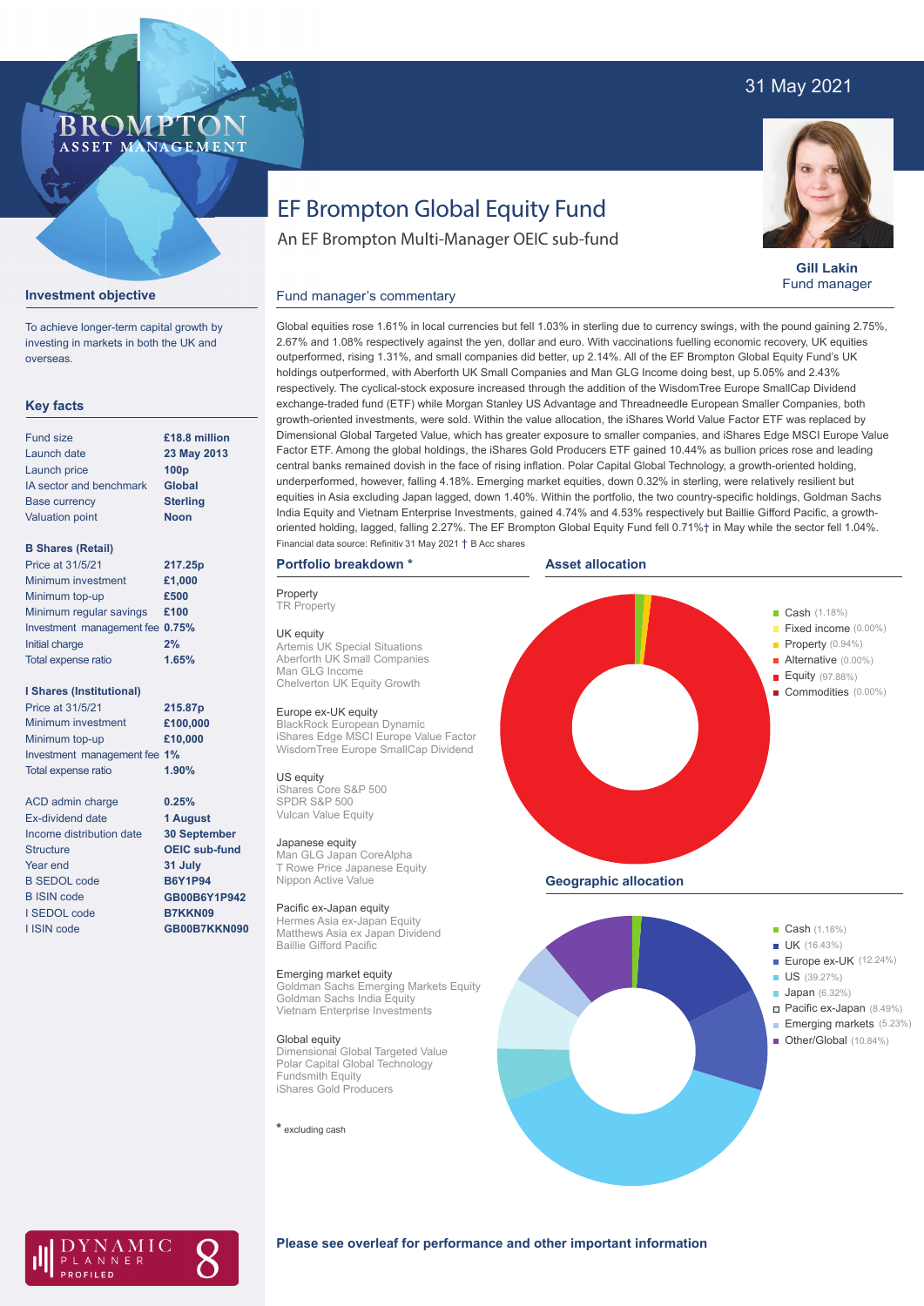31 May 2021

# EF Brompton Global Equity Fund

An EF Brompton Multi-Manager OEIC sub-fund

**Gill Lakin**
Fund manager

## Investment objective

To achieve longer-term capital growth by investing in markets in both the UK and overseas.

## Key facts

| | |
|---|---|
| Fund size | **£18.8 million** |
| Launch date | **23 May 2013** |
| Launch price | **100p** |
| IA sector and benchmark | **Global** |
| Base currency | **Sterling** |
| Valuation point | **Noon** |

**B Shares (Retail)**

| | |
|---|---|
| Price at 31/5/21 | **217.25p** |
| Minimum investment | **£1,000** |
| Minimum top-up | **£500** |
| Minimum regular savings | **£100** |
| Investment management fee | **0.75%** |
| Initial charge | **2%** |
| Total expense ratio | **1.65%** |

**I Shares (Institutional)**

| | |
|---|---|
| Price at 31/5/21 | **215.87p** |
| Minimum investment | **£100,000** |
| Minimum top-up | **£10,000** |
| Investment management fee | **1%** |
| Total expense ratio | **1.90%** |

| | |
|---|---|
| ACD admin charge | **0.25%** |
| Ex-dividend date | **1 August** |
| Income distribution date | **30 September** |
| Structure | **OEIC sub-fund** |
| Year end | **31 July** |
| B SEDOL code | **B6Y1P94** |
| B ISIN code | **GB00B6Y1P942** |
| I SEDOL code | **B7KKN09** |
| I ISIN code | **GB00B7KKN090** |

## Fund manager's commentary

Global equities rose 1.61% in local currencies but fell 1.03% in sterling due to currency swings, with the pound gaining 2.75%, 2.67% and 1.08% respectively against the yen, dollar and euro. With vaccinations fuelling economic recovery, UK equities outperformed, rising 1.31%, and small companies did better, up 2.14%. All of the EF Brompton Global Equity Fund's UK holdings outperformed, with Aberforth UK Small Companies and Man GLG Income doing best, up 5.05% and 2.43% respectively. The cyclical-stock exposure increased through the addition of the WisdomTree Europe SmallCap Dividend exchange-traded fund (ETF) while Morgan Stanley US Advantage and Threadneedle European Smaller Companies, both growth-oriented investments, were sold. Within the value allocation, the iShares World Value Factor ETF was replaced by Dimensional Global Targeted Value, which has greater exposure to smaller companies, and iShares Edge MSCI Europe Value Factor ETF. Among the global holdings, the iShares Gold Producers ETF gained 10.44% as bullion prices rose and leading central banks remained dovish in the face of rising inflation. Polar Capital Global Technology, a growth-oriented holding, underperformed, however, falling 4.18%. Emerging market equities, down 0.32% in sterling, were relatively resilient but equities in Asia excluding Japan lagged, down 1.40%. Within the portfolio, the two country-specific holdings, Goldman Sachs India Equity and Vietnam Enterprise Investments, gained 4.74% and 4.53% respectively but Baillie Gifford Pacific, a growth-oriented holding, lagged, falling 2.27%. The EF Brompton Global Equity Fund fell 0.71%† in May while the sector fell 1.04%.

Financial data source: Refinitiv 31 May 2021 † B Acc shares

## Portfolio breakdown *

**Property**
TR Property

**UK equity**
Artemis UK Special Situations
Aberforth UK Small Companies
Man GLG Income
Chelverton UK Equity Growth

**Europe ex-UK equity**
BlackRock European Dynamic
iShares Edge MSCI Europe Value Factor
WisdomTree Europe SmallCap Dividend

**US equity**
iShares Core S&P 500
SPDR S&P 500
Vulcan Value Equity

**Japanese equity**
Man GLG Japan CoreAlpha
T Rowe Price Japanese Equity
Nippon Active Value

**Pacific ex-Japan equity**
Hermes Asia ex-Japan Equity
Matthews Asia ex Japan Dividend
Baillie Gifford Pacific

**Emerging market equity**
Goldman Sachs Emerging Markets Equity
Goldman Sachs India Equity
Vietnam Enterprise Investments

**Global equity**
Dimensional Global Targeted Value
Polar Capital Global Technology
Fundsmith Equity
iShares Gold Producers

* excluding cash

## Asset allocation

- Cash (1.18%)
- Fixed income (0.00%)
- Property (0.94%)
- Alternative (0.00%)
- Equity (97.88%)
- Commodities (0.00%)

## Geographic allocation

- Cash (1.18%)
- UK (16.43%)
- Europe ex-UK (12.24%)
- US (39.27%)
- Japan (6.32%)
- Pacific ex-Japan (8.49%)
- Emerging markets (5.23%)
- Other/Global (10.84%)

**Please see overleaf for performance and other important information**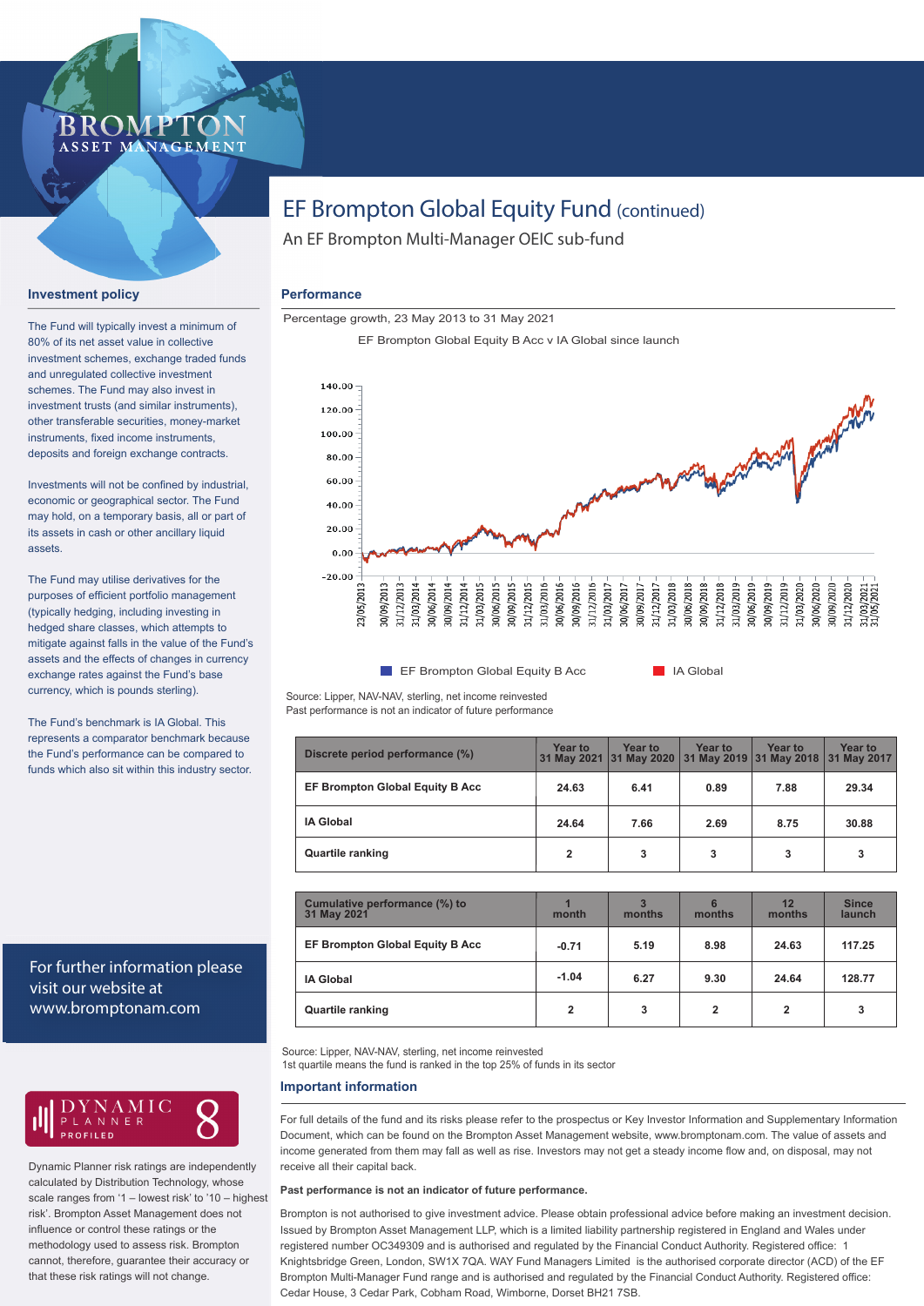# EF Brompton Global Equity Fund (continued)

An EF Brompton Multi-Manager OEIC sub-fund

## Investment policy

The Fund will typically invest a minimum of 80% of its net asset value in collective investment schemes, exchange traded funds and unregulated collective investment schemes. The Fund may also invest in investment trusts (and similar instruments), other transferable securities, money-market instruments, fixed income instruments, deposits and foreign exchange contracts.

Investments will not be confined by industrial, economic or geographical sector. The Fund may hold, on a temporary basis, all or part of its assets in cash or other ancillary liquid assets.

The Fund may utilise derivatives for the purposes of efficient portfolio management (typically hedging, including investing in hedged share classes, which attempts to mitigate against falls in the value of the Fund's assets and the effects of changes in currency exchange rates against the Fund's base currency, which is pounds sterling).

The Fund's benchmark is IA Global. This represents a comparator benchmark because the Fund's performance can be compared to funds which also sit within this industry sector.

For further information please visit our website at www.bromptonam.com

DYNAMIC PLANNER PROFILED 8

Dynamic Planner risk ratings are independently calculated by Distribution Technology, whose scale ranges from '1 – lowest risk' to '10 – highest risk'. Brompton Asset Management does not influence or control these ratings or the methodology used to assess risk. Brompton cannot, therefore, guarantee their accuracy or that these risk ratings will not change.

## Performance

Percentage growth, 23 May 2013 to 31 May 2021

EF Brompton Global Equity B Acc v IA Global since launch

140.00
120.00
100.00
80.00
60.00
40.00
20.00
0.00
-20.00

23/05/2013, 30/09/2013, 31/12/2013, 31/03/2014, 30/06/2014, 30/09/2014, 31/12/2014, 31/03/2015, 30/06/2015, 30/09/2015, 31/12/2015, 31/03/2016, 30/06/2016, 30/09/2016, 31/12/2016, 31/03/2017, 30/06/2017, 30/09/2017, 31/12/2017, 31/03/2018, 30/06/2018, 30/09/2018, 31/12/2018, 31/03/2019, 30/06/2019, 30/09/2019, 31/12/2019, 31/03/2020, 30/06/2020, 30/09/2020, 31/12/2020, 31/03/2021, 31/05/2021

EF Brompton Global Equity B Acc
IA Global

Source: Lipper, NAV-NAV, sterling, net income reinvested
Past performance is not an indicator of future performance

| Discrete period performance (%) | Year to 31 May 2021 | Year to 31 May 2020 | Year to 31 May 2019 | Year to 31 May 2018 | Year to 31 May 2017 |
|---|---|---|---|---|---|
| EF Brompton Global Equity B Acc | 24.63 | 6.41 | 0.89 | 7.88 | 29.34 |
| IA Global | 24.64 | 7.66 | 2.69 | 8.75 | 30.88 |
| Quartile ranking | 2 | 3 | 3 | 3 | 3 |

| Cumulative performance (%) to 31 May 2021 | 1 month | 3 months | 6 months | 12 months | Since launch |
|---|---|---|---|---|---|
| EF Brompton Global Equity B Acc | -0.71 | 5.19 | 8.98 | 24.63 | 117.25 |
| IA Global | -1.04 | 6.27 | 9.30 | 24.64 | 128.77 |
| Quartile ranking | 2 | 3 | 2 | 2 | 3 |

Source: Lipper, NAV-NAV, sterling, net income reinvested
1st quartile means the fund is ranked in the top 25% of funds in its sector

## Important information

For full details of the fund and its risks please refer to the prospectus or Key Investor Information and Supplementary Information Document, which can be found on the Brompton Asset Management website, www.bromptonam.com. The value of assets and income generated from them may fall as well as rise. Investors may not get a steady income flow and, on disposal, may not receive all their capital back.

**Past performance is not an indicator of future performance.**

Brompton is not authorised to give investment advice. Please obtain professional advice before making an investment decision. Issued by Brompton Asset Management LLP, which is a limited liability partnership registered in England and Wales under registered number OC349309 and is authorised and regulated by the Financial Conduct Authority. Registered office: 1 Knightsbridge Green, London, SW1X 7QA. WAY Fund Managers Limited is the authorised corporate director (ACD) of the EF Brompton Multi-Manager Fund range and is authorised and regulated by the Financial Conduct Authority. Registered office: Cedar House, 3 Cedar Park, Cobham Road, Wimborne, Dorset BH21 7SB.